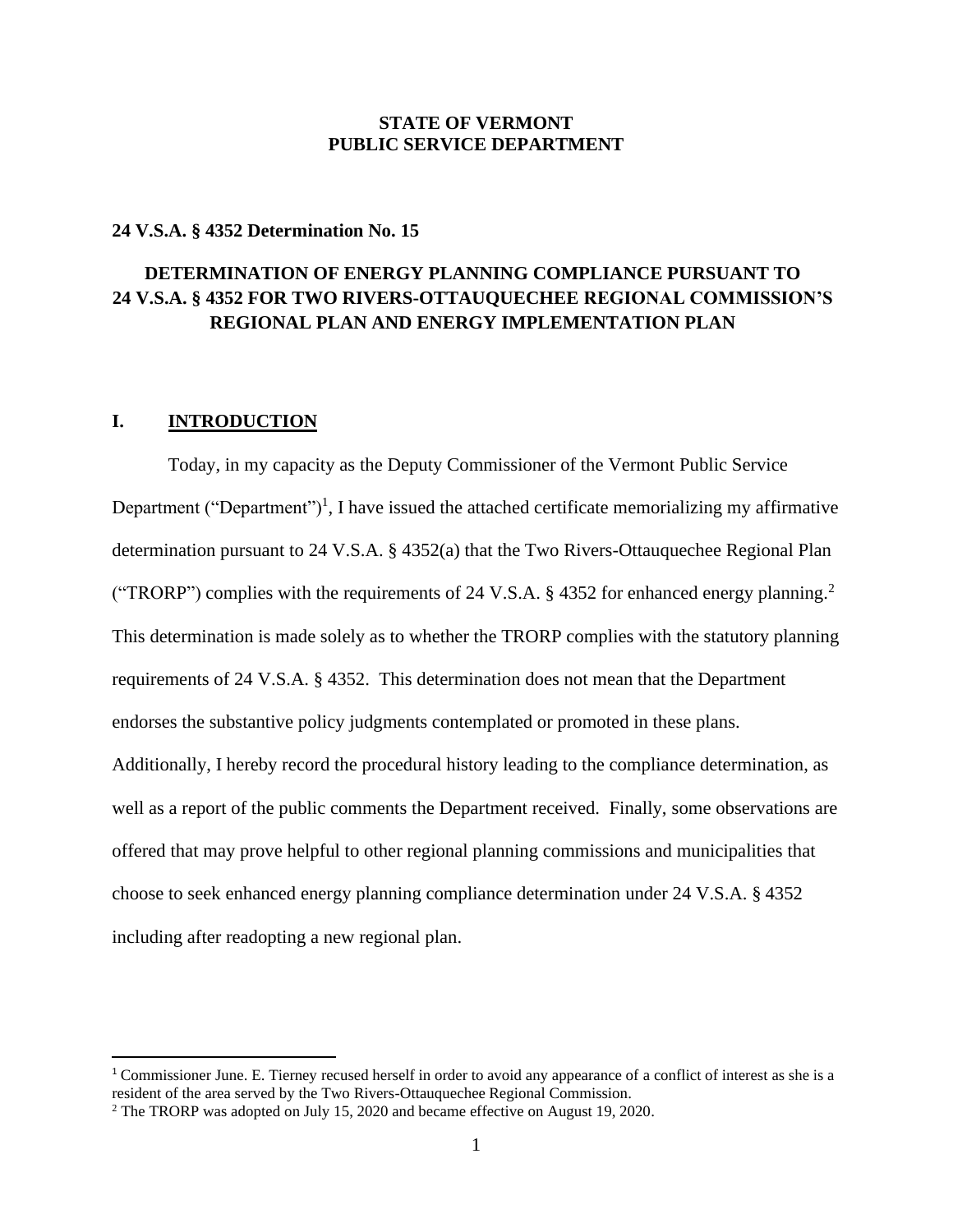**STATE OF VERMONT**
**PUBLIC SERVICE DEPARTMENT**

**24 V.S.A. § 4352 Determination No. 15**

# DETERMINATION OF ENERGY PLANNING COMPLIANCE PURSUANT TO 24 V.S.A. § 4352 FOR TWO RIVERS-OTTAUQUECHEE REGIONAL COMMISSION'S REGIONAL PLAN AND ENERGY IMPLEMENTATION PLAN

## I. INTRODUCTION

Today, in my capacity as the Deputy Commissioner of the Vermont Public Service Department ("Department")[1], I have issued the attached certificate memorializing my affirmative determination pursuant to 24 V.S.A. § 4352(a) that the Two Rivers-Ottauquechee Regional Plan ("TRORP") complies with the requirements of 24 V.S.A. § 4352 for enhanced energy planning.[2] This determination is made solely as to whether the TRORP complies with the statutory planning requirements of 24 V.S.A. § 4352. This determination does not mean that the Department endorses the substantive policy judgments contemplated or promoted in these plans. Additionally, I hereby record the procedural history leading to the compliance determination, as well as a report of the public comments the Department received. Finally, some observations are offered that may prove helpful to other regional planning commissions and municipalities that choose to seek enhanced energy planning compliance determination under 24 V.S.A. § 4352 including after readopting a new regional plan.

---

[1] Commissioner June. E. Tierney recused herself in order to avoid any appearance of a conflict of interest as she is a resident of the area served by the Two Rivers-Ottauquechee Regional Commission.

[2] The TRORP was adopted on July 15, 2020 and became effective on August 19, 2020.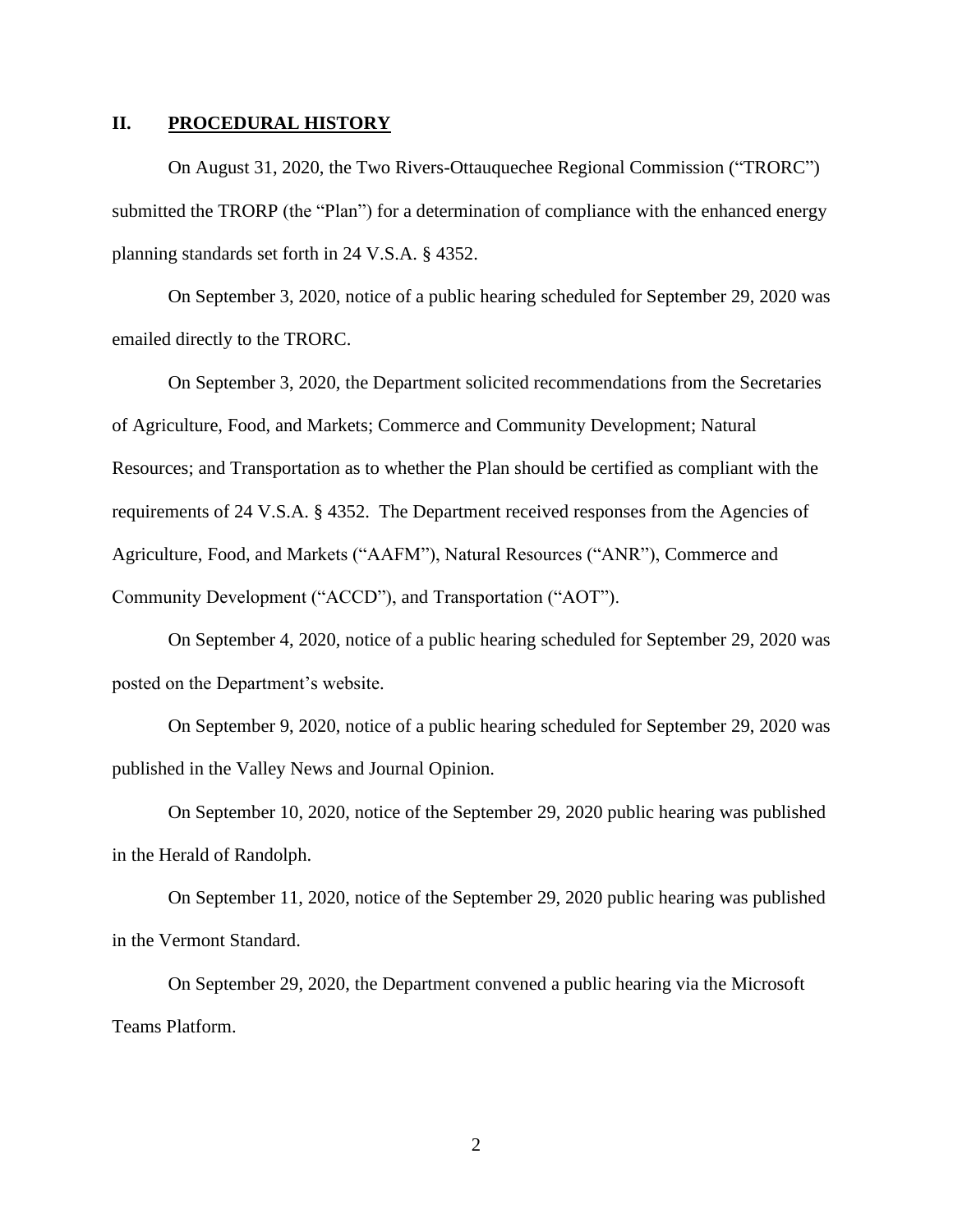## II. PROCEDURAL HISTORY

On August 31, 2020, the Two Rivers-Ottauquechee Regional Commission ("TRORC") submitted the TRORP (the "Plan") for a determination of compliance with the enhanced energy planning standards set forth in 24 V.S.A. § 4352.

On September 3, 2020, notice of a public hearing scheduled for September 29, 2020 was emailed directly to the TRORC.

On September 3, 2020, the Department solicited recommendations from the Secretaries of Agriculture, Food, and Markets; Commerce and Community Development; Natural Resources; and Transportation as to whether the Plan should be certified as compliant with the requirements of 24 V.S.A. § 4352. The Department received responses from the Agencies of Agriculture, Food, and Markets ("AAFM"), Natural Resources ("ANR"), Commerce and Community Development ("ACCD"), and Transportation ("AOT").

On September 4, 2020, notice of a public hearing scheduled for September 29, 2020 was posted on the Department's website.

On September 9, 2020, notice of a public hearing scheduled for September 29, 2020 was published in the Valley News and Journal Opinion.

On September 10, 2020, notice of the September 29, 2020 public hearing was published in the Herald of Randolph.

On September 11, 2020, notice of the September 29, 2020 public hearing was published in the Vermont Standard.

On September 29, 2020, the Department convened a public hearing via the Microsoft Teams Platform.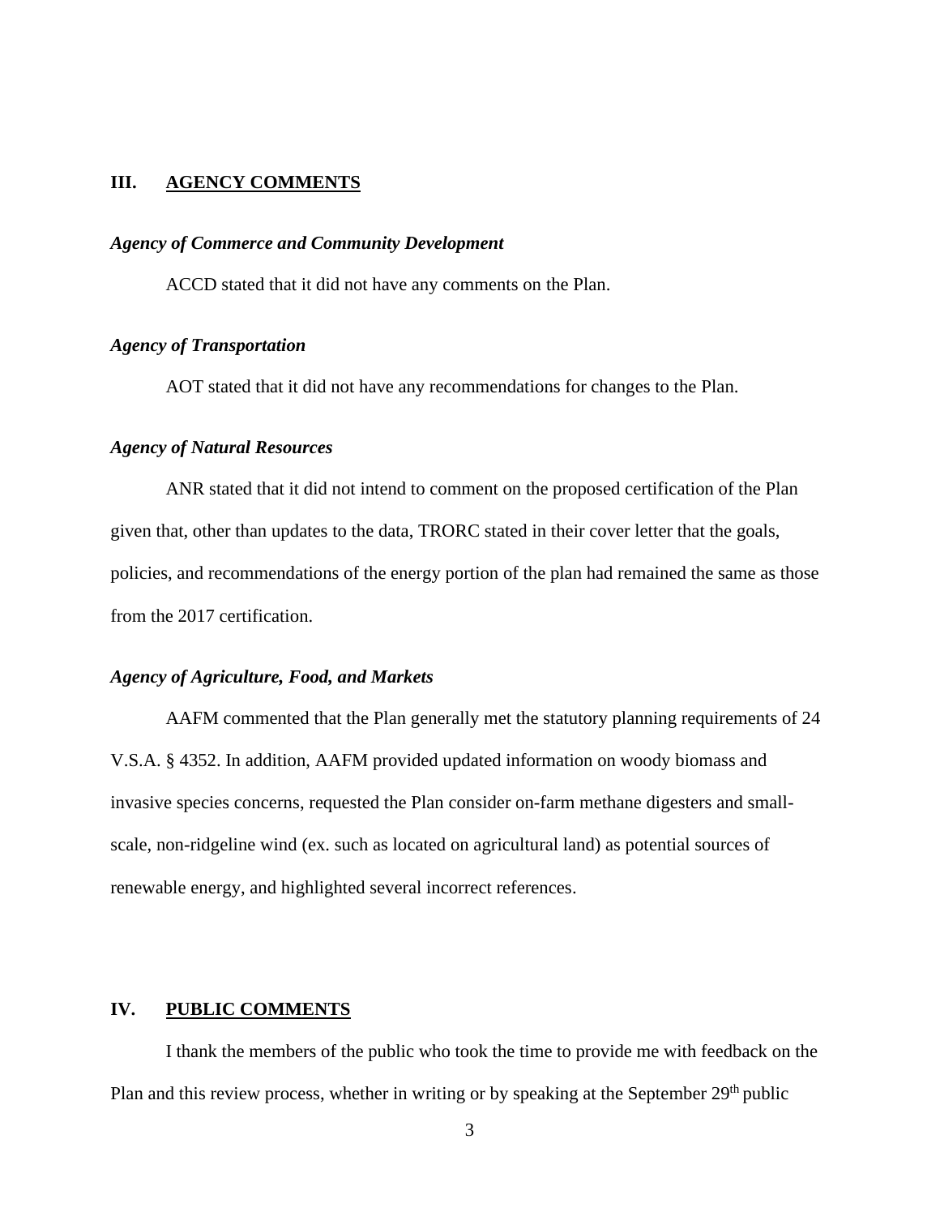## III. AGENCY COMMENTS

***Agency of Commerce and Community Development***

ACCD stated that it did not have any comments on the Plan.

***Agency of Transportation***

AOT stated that it did not have any recommendations for changes to the Plan.

***Agency of Natural Resources***

ANR stated that it did not intend to comment on the proposed certification of the Plan given that, other than updates to the data, TRORC stated in their cover letter that the goals, policies, and recommendations of the energy portion of the plan had remained the same as those from the 2017 certification.

***Agency of Agriculture, Food, and Markets***

AAFM commented that the Plan generally met the statutory planning requirements of 24 V.S.A. § 4352. In addition, AAFM provided updated information on woody biomass and invasive species concerns, requested the Plan consider on-farm methane digesters and small-scale, non-ridgeline wind (ex. such as located on agricultural land) as potential sources of renewable energy, and highlighted several incorrect references.

## IV. PUBLIC COMMENTS

I thank the members of the public who took the time to provide me with feedback on the Plan and this review process, whether in writing or by speaking at the September 29th public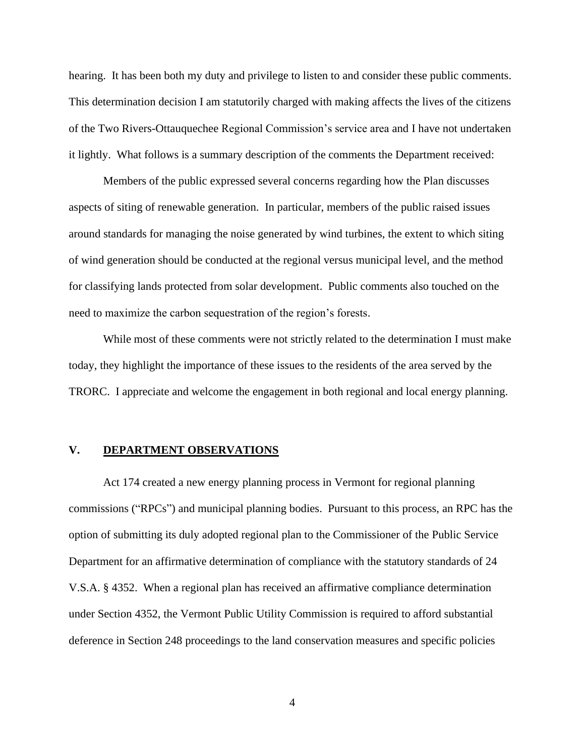hearing. It has been both my duty and privilege to listen to and consider these public comments. This determination decision I am statutorily charged with making affects the lives of the citizens of the Two Rivers-Ottauquechee Regional Commission's service area and I have not undertaken it lightly. What follows is a summary description of the comments the Department received:

Members of the public expressed several concerns regarding how the Plan discusses aspects of siting of renewable generation. In particular, members of the public raised issues around standards for managing the noise generated by wind turbines, the extent to which siting of wind generation should be conducted at the regional versus municipal level, and the method for classifying lands protected from solar development. Public comments also touched on the need to maximize the carbon sequestration of the region's forests.

While most of these comments were not strictly related to the determination I must make today, they highlight the importance of these issues to the residents of the area served by the TRORC. I appreciate and welcome the engagement in both regional and local energy planning.

## V. DEPARTMENT OBSERVATIONS

Act 174 created a new energy planning process in Vermont for regional planning commissions ("RPCs") and municipal planning bodies. Pursuant to this process, an RPC has the option of submitting its duly adopted regional plan to the Commissioner of the Public Service Department for an affirmative determination of compliance with the statutory standards of 24 V.S.A. § 4352. When a regional plan has received an affirmative compliance determination under Section 4352, the Vermont Public Utility Commission is required to afford substantial deference in Section 248 proceedings to the land conservation measures and specific policies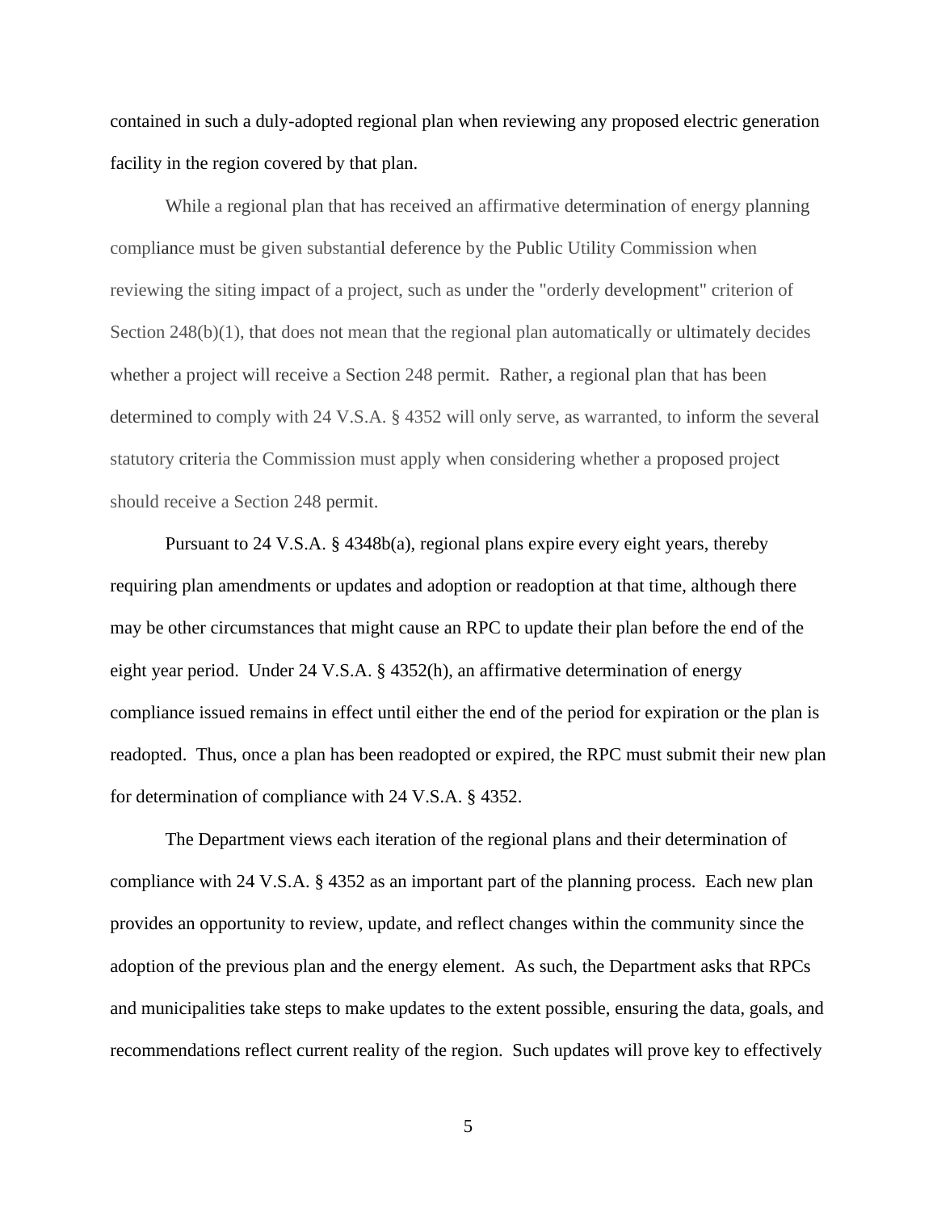contained in such a duly-adopted regional plan when reviewing any proposed electric generation facility in the region covered by that plan.

While a regional plan that has received an affirmative determination of energy planning compliance must be given substantial deference by the Public Utility Commission when reviewing the siting impact of a project, such as under the "orderly development" criterion of Section 248(b)(1), that does not mean that the regional plan automatically or ultimately decides whether a project will receive a Section 248 permit. Rather, a regional plan that has been determined to comply with 24 V.S.A. § 4352 will only serve, as warranted, to inform the several statutory criteria the Commission must apply when considering whether a proposed project should receive a Section 248 permit.

Pursuant to 24 V.S.A. § 4348b(a), regional plans expire every eight years, thereby requiring plan amendments or updates and adoption or readoption at that time, although there may be other circumstances that might cause an RPC to update their plan before the end of the eight year period. Under 24 V.S.A. § 4352(h), an affirmative determination of energy compliance issued remains in effect until either the end of the period for expiration or the plan is readopted. Thus, once a plan has been readopted or expired, the RPC must submit their new plan for determination of compliance with 24 V.S.A. § 4352.

The Department views each iteration of the regional plans and their determination of compliance with 24 V.S.A. § 4352 as an important part of the planning process. Each new plan provides an opportunity to review, update, and reflect changes within the community since the adoption of the previous plan and the energy element. As such, the Department asks that RPCs and municipalities take steps to make updates to the extent possible, ensuring the data, goals, and recommendations reflect current reality of the region. Such updates will prove key to effectively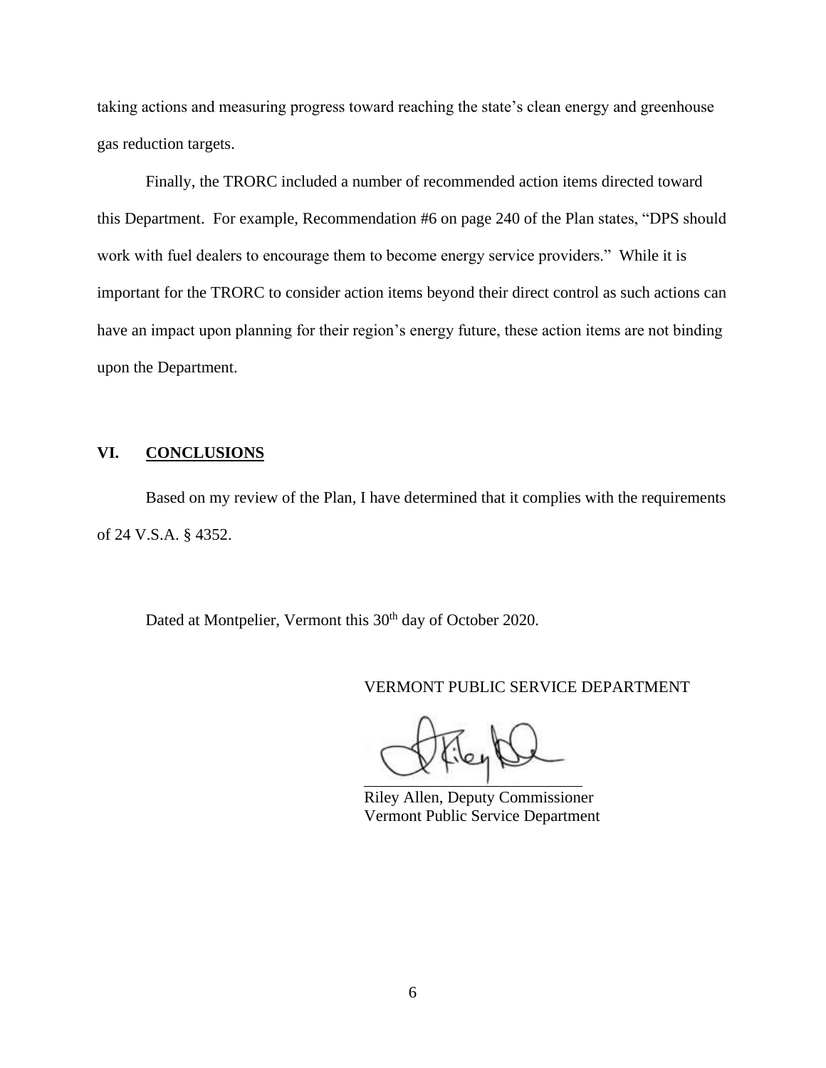taking actions and measuring progress toward reaching the state's clean energy and greenhouse gas reduction targets.

Finally, the TRORC included a number of recommended action items directed toward this Department. For example, Recommendation #6 on page 240 of the Plan states, "DPS should work with fuel dealers to encourage them to become energy service providers." While it is important for the TRORC to consider action items beyond their direct control as such actions can have an impact upon planning for their region's energy future, these action items are not binding upon the Department.

## VI. CONCLUSIONS

Based on my review of the Plan, I have determined that it complies with the requirements of 24 V.S.A. § 4352.

Dated at Montpelier, Vermont this 30th day of October 2020.

VERMONT PUBLIC SERVICE DEPARTMENT

\_\_\_\_\_\_\_\_\_\_\_\_\_\_\_\_\_\_\_\_\_\_\_\_\_\_\_\_\_\_

Riley Allen, Deputy Commissioner
Vermont Public Service Department